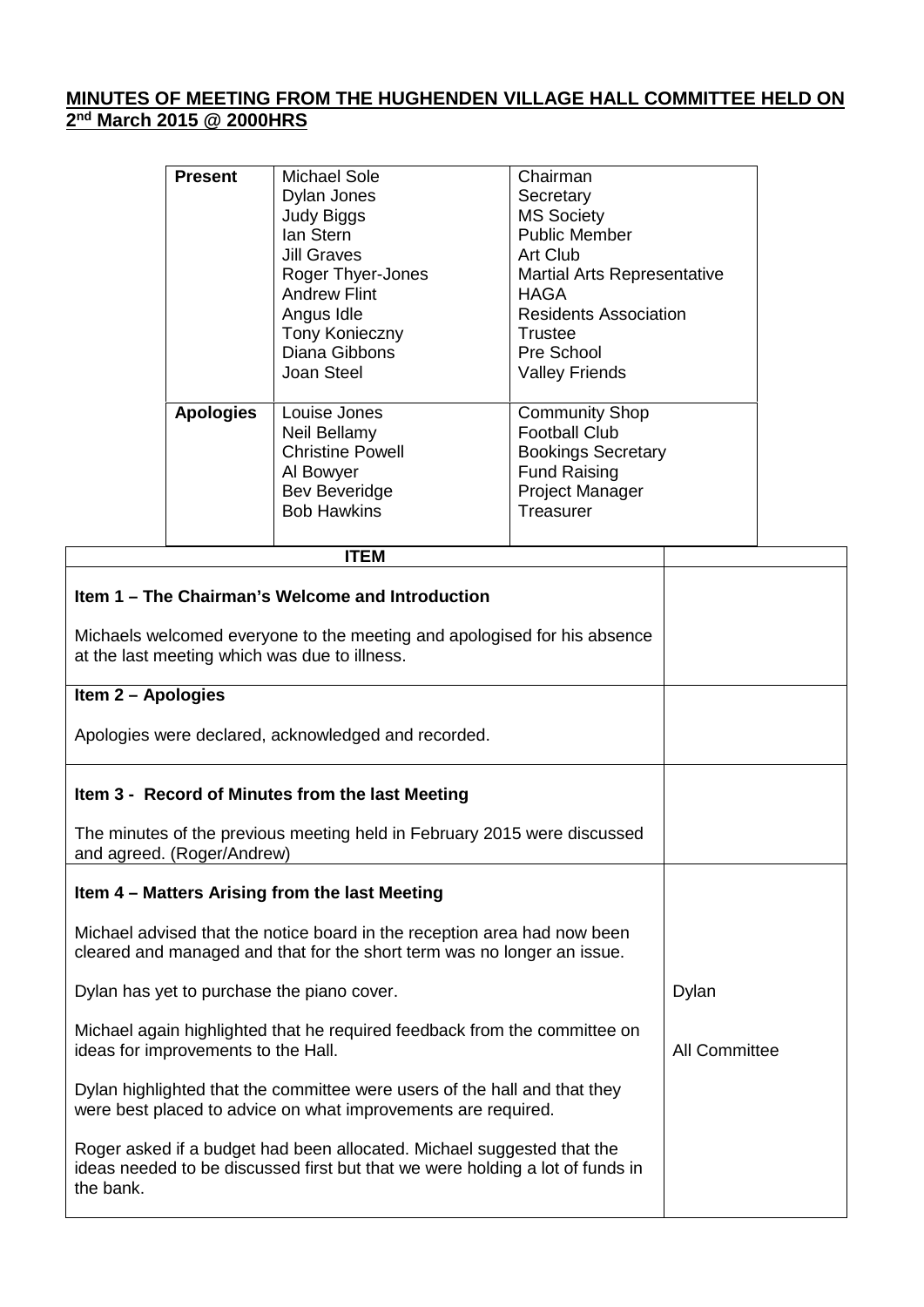# MINUTES OF MEETING FROM THE HUGHENDEN VILLAGE HALL COMMITTEE HELD ON 2nd March 2015 @ 2000HRS

| | | |
|---|---|---|
| **Present** | Michael Sole<br>Dylan Jones<br>Judy Biggs<br>Ian Stern<br>Jill Graves<br>Roger Thyer-Jones<br>Andrew Flint<br>Angus Idle<br>Tony Konieczny<br>Diana Gibbons<br>Joan Steel | Chairman<br>Secretary<br>MS Society<br>Public Member<br>Art Club<br>Martial Arts Representative<br>HAGA<br>Residents Association<br>Trustee<br>Pre School<br>Valley Friends |
| **Apologies** | Louise Jones<br>Neil Bellamy<br>Christine Powell<br>Al Bowyer<br>Bev Beveridge<br>Bob Hawkins | Community Shop<br>Football Club<br>Bookings Secretary<br>Fund Raising<br>Project Manager<br>Treasurer |

| ITEM | |
|---|---|
| **Item 1 – The Chairman's Welcome and Introduction**<br><br>Michaels welcomed everyone to the meeting and apologised for his absence at the last meeting which was due to illness. | |
| **Item 2 – Apologies**<br><br>Apologies were declared, acknowledged and recorded. | |
| **Item 3 - Record of Minutes from the last Meeting**<br><br>The minutes of the previous meeting held in February 2015 were discussed and agreed. (Roger/Andrew) | |
| **Item 4 – Matters Arising from the last Meeting**<br><br>Michael advised that the notice board in the reception area had now been cleared and managed and that for the short term was no longer an issue. | |
| Dylan has yet to purchase the piano cover. | Dylan |
| Michael again highlighted that he required feedback from the committee on ideas for improvements to the Hall. | All Committee |
| Dylan highlighted that the committee were users of the hall and that they were best placed to advice on what improvements are required.<br><br>Roger asked if a budget had been allocated. Michael suggested that the ideas needed to be discussed first but that we were holding a lot of funds in the bank. | |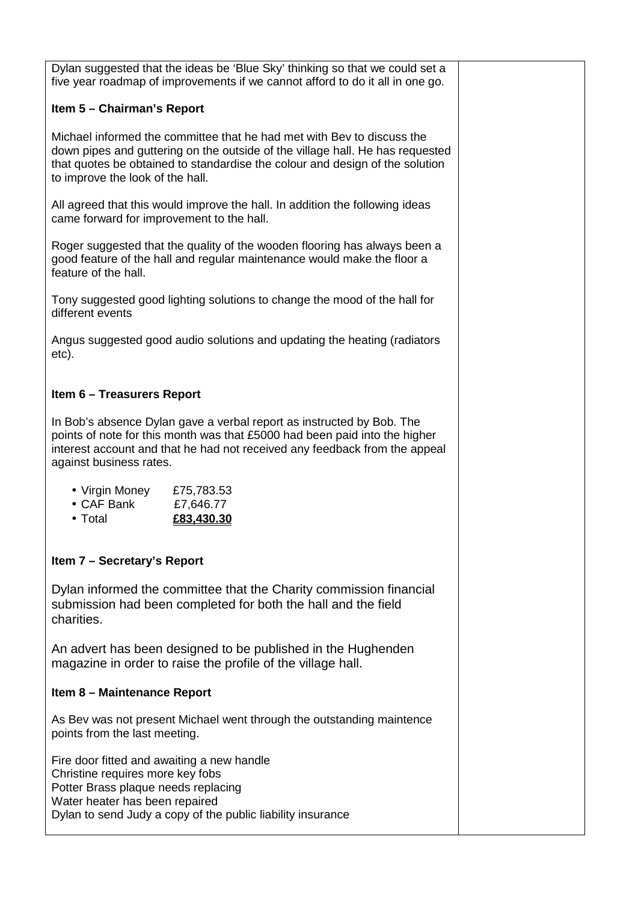Dylan suggested that the ideas be 'Blue Sky' thinking so that we could set a five year roadmap of improvements if we cannot afford to do it all in one go.

**Item 5 – Chairman's Report**

Michael informed the committee that he had met with Bev to discuss the down pipes and guttering on the outside of the village hall. He has requested that quotes be obtained to standardise the colour and design of the solution to improve the look of the hall.

All agreed that this would improve the hall. In addition the following ideas came forward for improvement to the hall.

Roger suggested that the quality of the wooden flooring has always been a good feature of the hall and regular maintenance would make the floor a feature of the hall.

Tony suggested good lighting solutions to change the mood of the hall for different events

Angus suggested good audio solutions and updating the heating (radiators etc).

**Item 6 – Treasurers Report**

In Bob's absence Dylan gave a verbal report as instructed by Bob. The points of note for this month was that £5000 had been paid into the higher interest account and that he had not received any feedback from the appeal against business rates.

- Virgin Money £75,783.53
- CAF Bank £7,646.77
- Total **£83,430.30**

**Item 7 – Secretary's Report**

Dylan informed the committee that the Charity commission financial submission had been completed for both the hall and the field charities.

An advert has been designed to be published in the Hughenden magazine in order to raise the profile of the village hall.

**Item 8 – Maintenance Report**

As Bev was not present Michael went through the outstanding maintence points from the last meeting.

Fire door fitted and awaiting a new handle
Christine requires more key fobs
Potter Brass plaque needs replacing
Water heater has been repaired
Dylan to send Judy a copy of the public liability insurance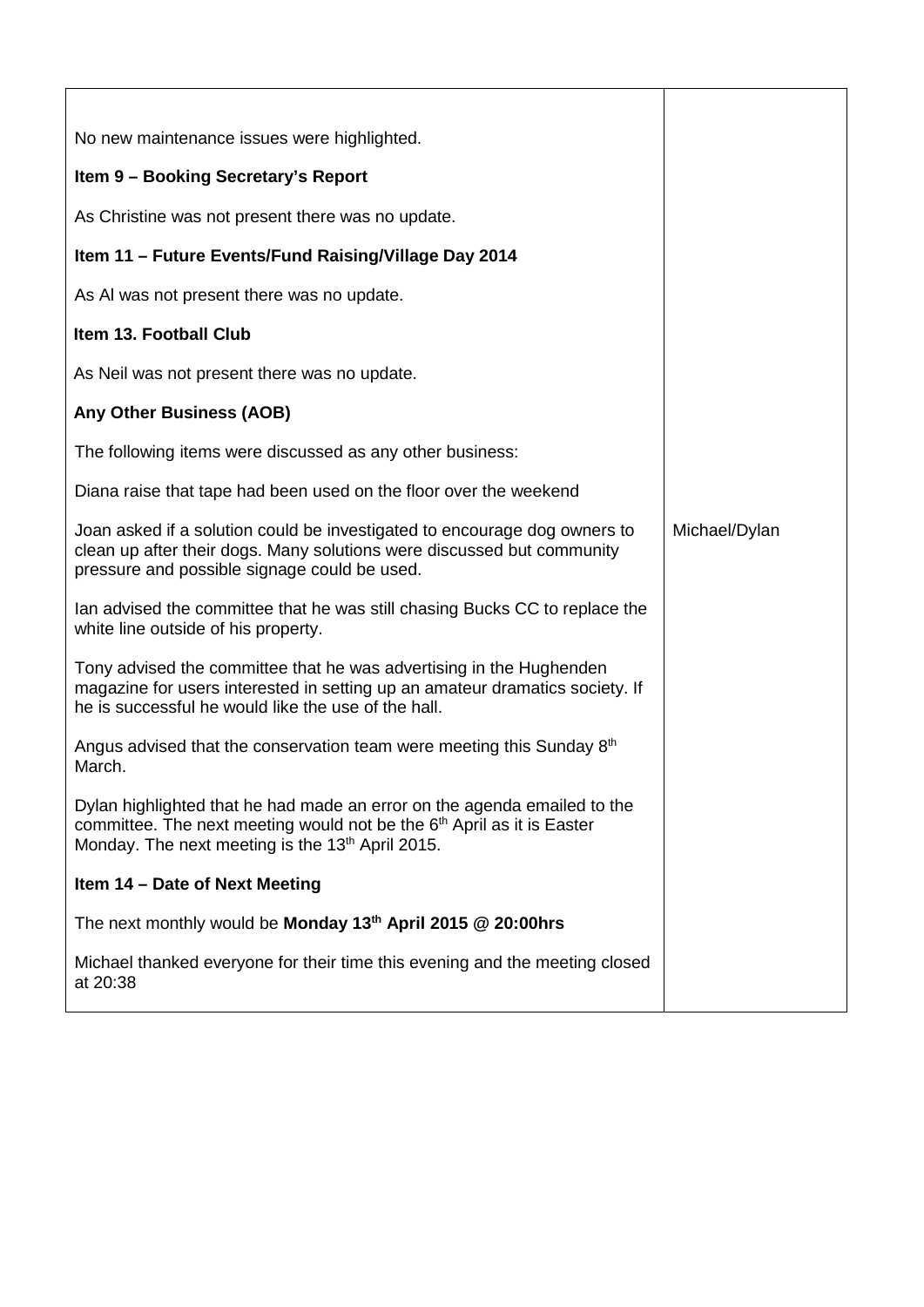| | |
|---|---|
| No new maintenance issues were highlighted. | |
| **Item 9 – Booking Secretary's Report** | |
| As Christine was not present there was no update. | |
| **Item 11 – Future Events/Fund Raising/Village Day 2014** | |
| As Al was not present there was no update. | |
| **Item 13. Football Club** | |
| As Neil was not present there was no update. | |
| **Any Other Business (AOB)** | |
| The following items were discussed as any other business: | |
| Diana raise that tape had been used on the floor over the weekend | |
| Joan asked if a solution could be investigated to encourage dog owners to clean up after their dogs. Many solutions were discussed but community pressure and possible signage could be used. | Michael/Dylan |
| Ian advised the committee that he was still chasing Bucks CC to replace the white line outside of his property. | |
| Tony advised the committee that he was advertising in the Hughenden magazine for users interested in setting up an amateur dramatics society. If he is successful he would like the use of the hall. | |
| Angus advised that the conservation team were meeting this Sunday 8th March. | |
| Dylan highlighted that he had made an error on the agenda emailed to the committee. The next meeting would not be the 6th April as it is Easter Monday. The next meeting is the 13th April 2015. | |
| **Item 14 – Date of Next Meeting** | |
| The next monthly would be **Monday 13th April 2015 @ 20:00hrs** | |
| Michael thanked everyone for their time this evening and the meeting closed at 20:38 | |